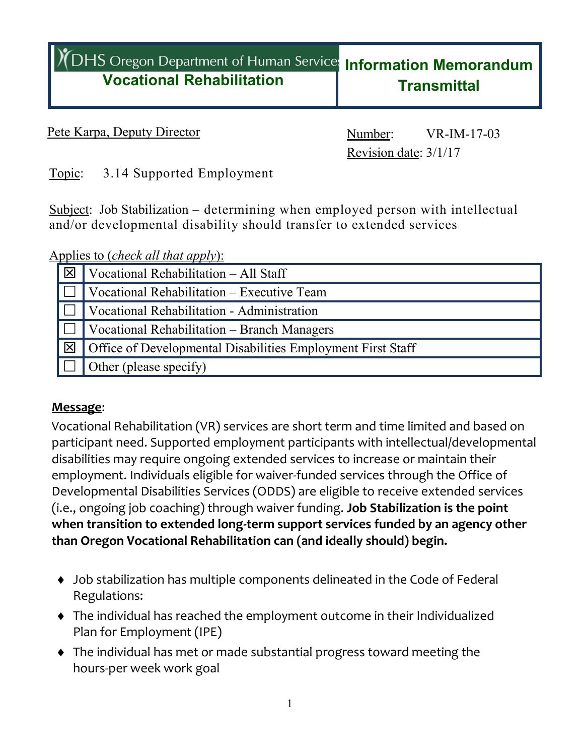# DHS Oregon Department of Human Services
## Vocational Rehabilitation

## Information Memorandum Transmittal

Pete Karpa, Deputy Director

Number: VR-IM-17-03
Revision date: 3/1/17

Topic: 3.14 Supported Employment

Subject: Job Stabilization – determining when employed person with intellectual and/or developmental disability should transfer to extended services

Applies to (*check all that apply*):

| | |
|---|---|
| ☒ | Vocational Rehabilitation – All Staff |
| ☐ | Vocational Rehabilitation – Executive Team |
| ☐ | Vocational Rehabilitation - Administration |
| ☐ | Vocational Rehabilitation – Branch Managers |
| ☒ | Office of Developmental Disabilities Employment First Staff |
| ☐ | Other (please specify) |

**Message**:

Vocational Rehabilitation (VR) services are short term and time limited and based on participant need. Supported employment participants with intellectual/developmental disabilities may require ongoing extended services to increase or maintain their employment. Individuals eligible for waiver-funded services through the Office of Developmental Disabilities Services (ODDS) are eligible to receive extended services (i.e., ongoing job coaching) through waiver funding. **Job Stabilization is the point when transition to extended long-term support services funded by an agency other than Oregon Vocational Rehabilitation can (and ideally should) begin.**

- Job stabilization has multiple components delineated in the Code of Federal Regulations:
- The individual has reached the employment outcome in their Individualized Plan for Employment (IPE)
- The individual has met or made substantial progress toward meeting the hours-per week work goal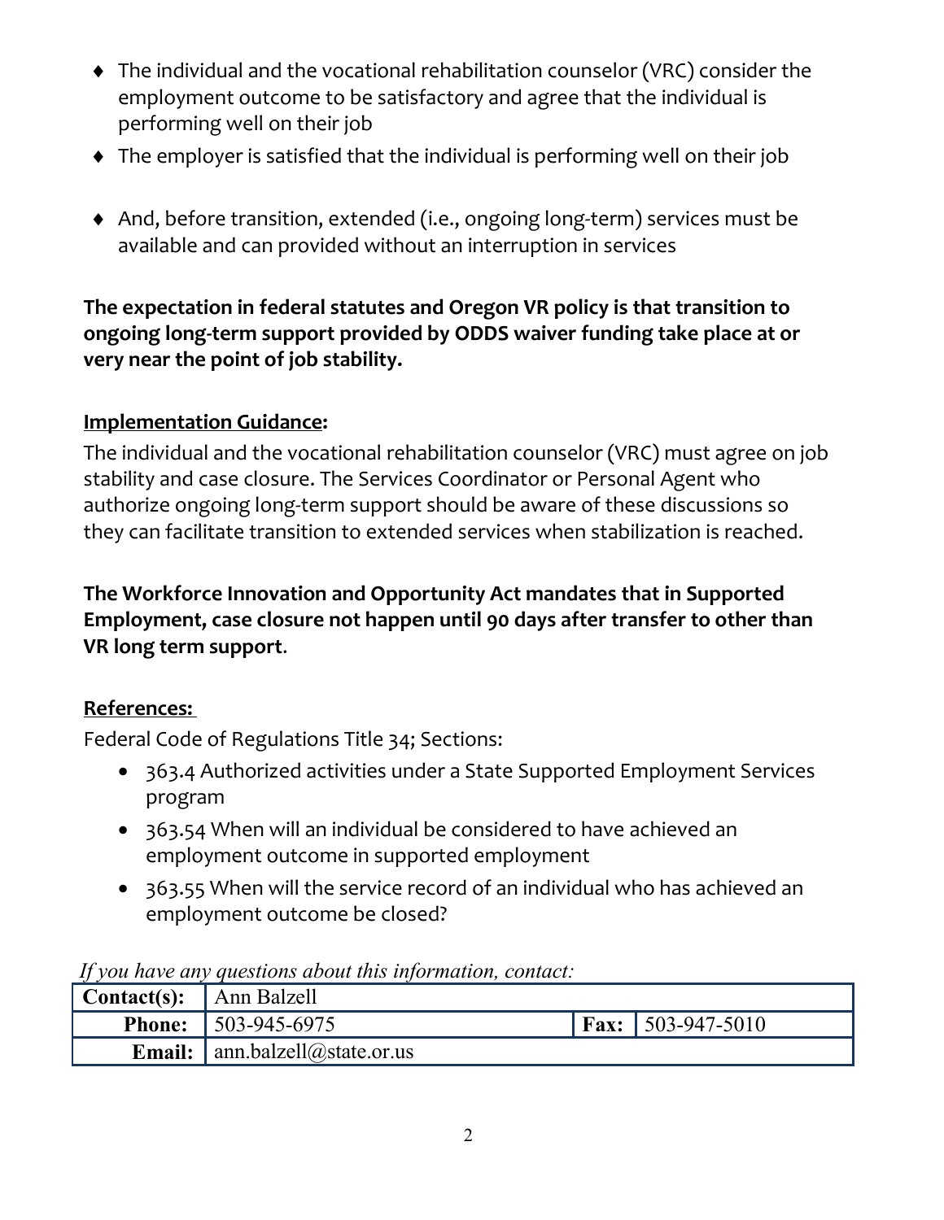- The individual and the vocational rehabilitation counselor (VRC) consider the employment outcome to be satisfactory and agree that the individual is performing well on their job
- The employer is satisfied that the individual is performing well on their job
- And, before transition, extended (i.e., ongoing long-term) services must be available and can provided without an interruption in services

**The expectation in federal statutes and Oregon VR policy is that transition to ongoing long-term support provided by ODDS waiver funding take place at or very near the point of job stability.**

**Implementation Guidance:**

The individual and the vocational rehabilitation counselor (VRC) must agree on job stability and case closure. The Services Coordinator or Personal Agent who authorize ongoing long-term support should be aware of these discussions so they can facilitate transition to extended services when stabilization is reached.

**The Workforce Innovation and Opportunity Act mandates that in Supported Employment, case closure not happen until 90 days after transfer to other than VR long term support**.

**References:**

Federal Code of Regulations Title 34; Sections:

- 363.4 Authorized activities under a State Supported Employment Services program
- 363.54 When will an individual be considered to have achieved an employment outcome in supported employment
- 363.55 When will the service record of an individual who has achieved an employment outcome be closed?

*If you have any questions about this information, contact:*

| | | | |
|---|---|---|---|
| **Contact(s):** | Ann Balzell | | |
| **Phone:** | 503-945-6975 | **Fax:** | 503-947-5010 |
| **Email:** | ann.balzell@state.or.us | | |